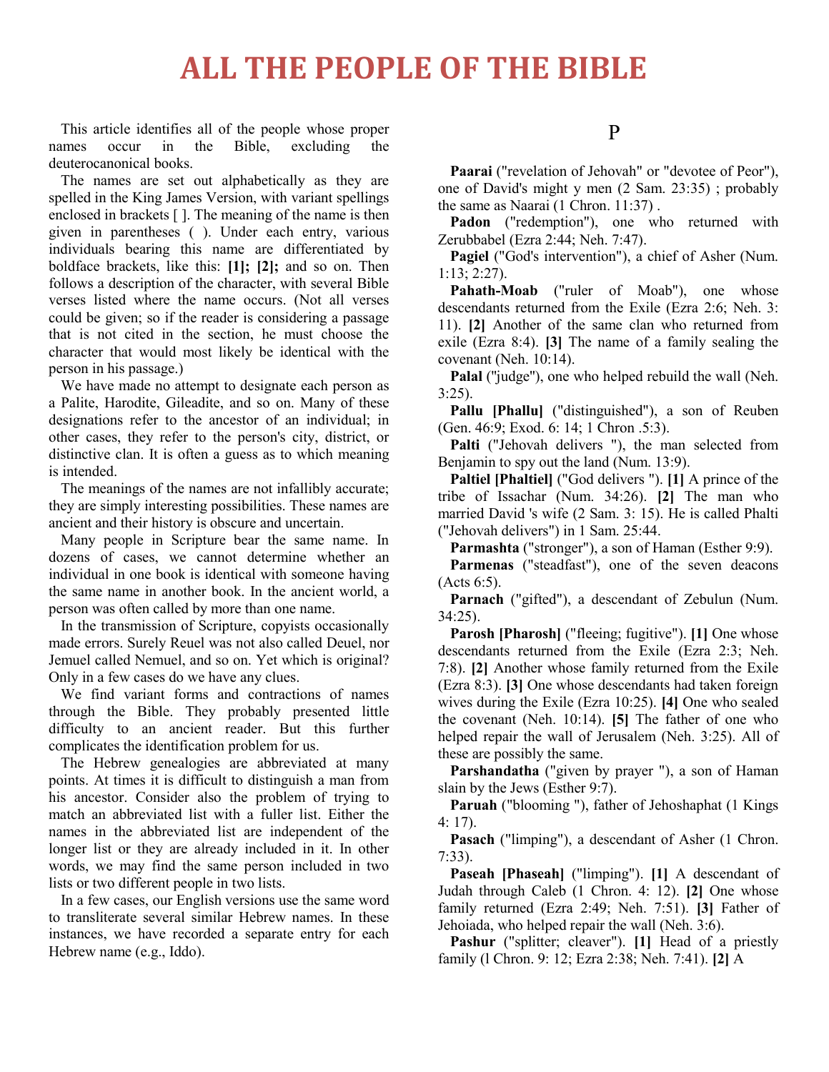# ALL THE PEOPLE OF THE BIBLE

This article identifies all of the people whose proper names occur in the Bible, excluding the deuterocanonical books.

The names are set out alphabetically as they are spelled in the King James Version, with variant spellings enclosed in brackets [ ]. The meaning of the name is then given in parentheses ( ). Under each entry, various individuals bearing this name are differentiated by boldface brackets, like this: **[1]; [2];** and so on. Then follows a description of the character, with several Bible verses listed where the name occurs. (Not all verses could be given; so if the reader is considering a passage that is not cited in the section, he must choose the character that would most likely be identical with the person in his passage.)

We have made no attempt to designate each person as a Palite, Harodite, Gileadite, and so on. Many of these designations refer to the ancestor of an individual; in other cases, they refer to the person's city, district, or distinctive clan. It is often a guess as to which meaning is intended.

The meanings of the names are not infallibly accurate; they are simply interesting possibilities. These names are ancient and their history is obscure and uncertain.

Many people in Scripture bear the same name. In dozens of cases, we cannot determine whether an individual in one book is identical with someone having the same name in another book. In the ancient world, a person was often called by more than one name.

In the transmission of Scripture, copyists occasionally made errors. Surely Reuel was not also called Deuel, nor Jemuel called Nemuel, and so on. Yet which is original? Only in a few cases do we have any clues.

We find variant forms and contractions of names through the Bible. They probably presented little difficulty to an ancient reader. But this further complicates the identification problem for us.

The Hebrew genealogies are abbreviated at many points. At times it is difficult to distinguish a man from his ancestor. Consider also the problem of trying to match an abbreviated list with a fuller list. Either the names in the abbreviated list are independent of the longer list or they are already included in it. In other words, we may find the same person included in two lists or two different people in two lists.

In a few cases, our English versions use the same word to transliterate several similar Hebrew names. In these instances, we have recorded a separate entry for each Hebrew name (e.g., Iddo).

## P

**Paarai** ("revelation of Jehovah" or "devotee of Peor"), one of David's might y men (2 Sam. 23:35) ; probably the same as Naarai (1 Chron. 11:37) .

**Padon** ("redemption"), one who returned with Zerubbabel (Ezra 2:44; Neh. 7:47).

**Pagiel** ("God's intervention"), a chief of Asher (Num. 1:13; 2:27).

**Pahath-Moab** ("ruler of Moab"), one whose descendants returned from the Exile (Ezra 2:6; Neh. 3: 11). **[2]** Another of the same clan who returned from exile (Ezra 8:4). **[3]** The name of a family sealing the covenant (Neh. 10:14).

**Palal** ("judge"), one who helped rebuild the wall (Neh. 3:25).

**Pallu [Phallu]** ("distinguished"), a son of Reuben (Gen. 46:9; Exod. 6: 14; 1 Chron .5:3).

**Palti** ("Jehovah delivers "), the man selected from Benjamin to spy out the land (Num. 13:9).

**Paltiel [Phaltiel]** ("God delivers "). **[1]** A prince of the tribe of Issachar (Num. 34:26). **[2]** The man who married David 's wife (2 Sam. 3: 15). He is called Phalti ("Jehovah delivers") in 1 Sam. 25:44.

**Parmashta** ("stronger"), a son of Haman (Esther 9:9).

**Parmenas** ("steadfast"), one of the seven deacons (Acts 6:5).

**Parnach** ("gifted"), a descendant of Zebulun (Num. 34:25).

**Parosh [Pharosh]** ("fleeing; fugitive"). **[1]** One whose descendants returned from the Exile (Ezra 2:3; Neh. 7:8). **[2]** Another whose family returned from the Exile (Ezra 8:3). **[3]** One whose descendants had taken foreign wives during the Exile (Ezra 10:25). **[4]** One who sealed the covenant (Neh. 10:14). **[5]** The father of one who helped repair the wall of Jerusalem (Neh. 3:25). All of these are possibly the same.

**Parshandatha** ("given by prayer "), a son of Haman slain by the Jews (Esther 9:7).

**Paruah** ("blooming "), father of Jehoshaphat (1 Kings 4: 17).

**Pasach** ("limping"), a descendant of Asher (1 Chron. 7:33).

**Paseah [Phaseah]** ("limping"). **[1]** A descendant of Judah through Caleb (1 Chron. 4: 12). **[2]** One whose family returned (Ezra 2:49; Neh. 7:51). **[3]** Father of Jehoiada, who helped repair the wall (Neh. 3:6).

**Pashur** ("splitter; cleaver"). **[1]** Head of a priestly family (l Chron. 9: 12; Ezra 2:38; Neh. 7:41). **[2]** A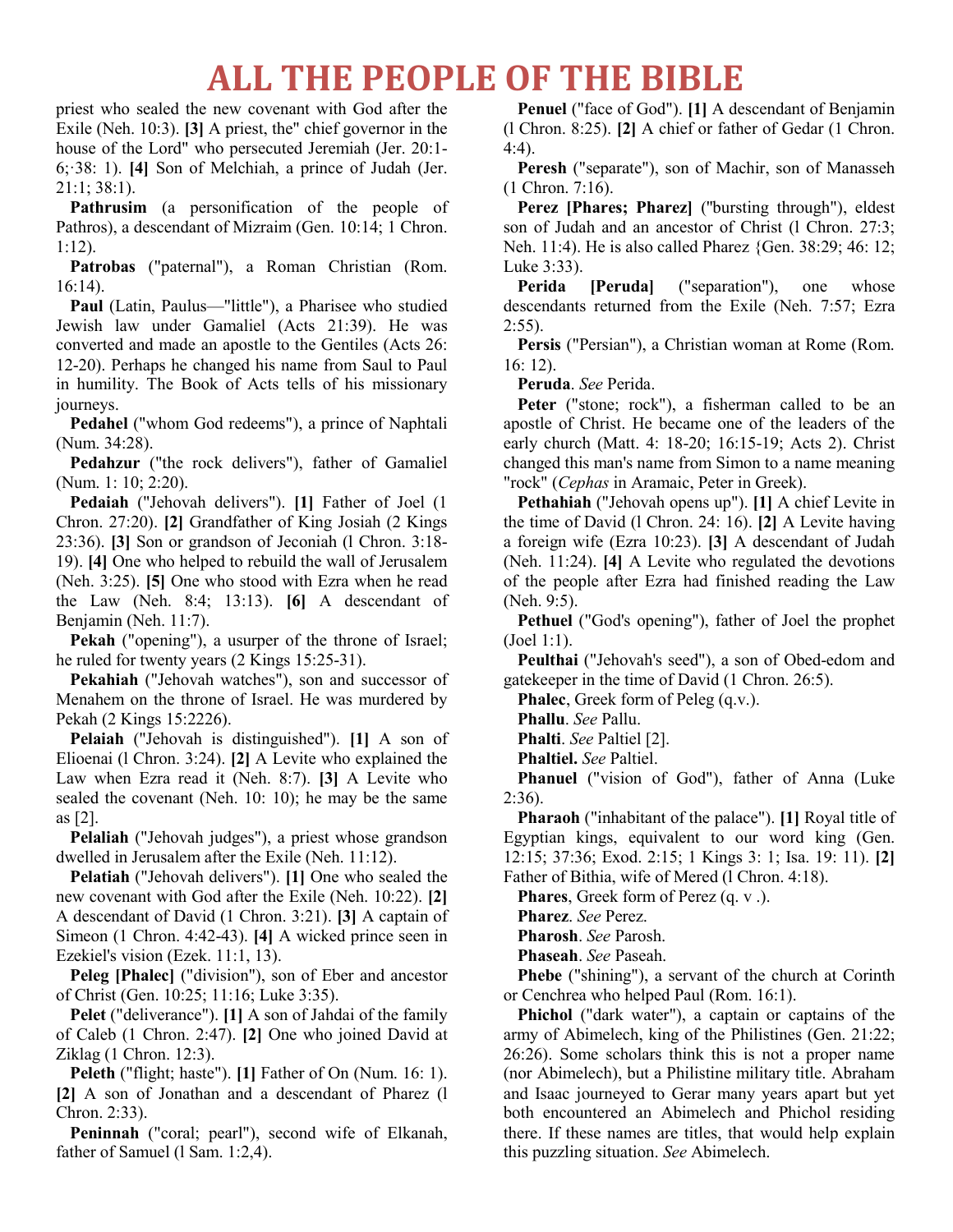priest who sealed the new covenant with God after the Exile (Neh. 10:3). **[3]** A priest, the" chief governor in the house of the Lord" who persecuted Jeremiah (Jer. 20:1-6;·38: 1). **[4]** Son of Melchiah, a prince of Judah (Jer. 21:1; 38:1).

**Pathrusim** (a personification of the people of Pathros), a descendant of Mizraim (Gen. 10:14; 1 Chron. 1:12).

**Patrobas** ("paternal"), a Roman Christian (Rom. 16:14).

**Paul** (Latin, Paulus—"little"), a Pharisee who studied Jewish law under Gamaliel (Acts 21:39). He was converted and made an apostle to the Gentiles (Acts 26: 12-20). Perhaps he changed his name from Saul to Paul in humility. The Book of Acts tells of his missionary journeys.

**Pedahel** ("whom God redeems"), a prince of Naphtali (Num. 34:28).

**Pedahzur** ("the rock delivers"), father of Gamaliel (Num. 1: 10; 2:20).

**Pedaiah** ("Jehovah delivers"). **[1]** Father of Joel (1 Chron. 27:20). **[2]** Grandfather of King Josiah (2 Kings 23:36). **[3]** Son or grandson of Jeconiah (l Chron. 3:18-19). **[4]** One who helped to rebuild the wall of Jerusalem (Neh. 3:25). **[5]** One who stood with Ezra when he read the Law (Neh. 8:4; 13:13). **[6]** A descendant of Benjamin (Neh. 11:7).

**Pekah** ("opening"), a usurper of the throne of Israel; he ruled for twenty years (2 Kings 15:25-31).

**Pekahiah** ("Jehovah watches"), son and successor of Menahem on the throne of Israel. He was murdered by Pekah (2 Kings 15:2226).

**Pelaiah** ("Jehovah is distinguished"). **[1]** A son of Elioenai (l Chron. 3:24). **[2]** A Levite who explained the Law when Ezra read it (Neh. 8:7). **[3]** A Levite who sealed the covenant (Neh. 10: 10); he may be the same as [2].

**Pelaliah** ("Jehovah judges"), a priest whose grandson dwelled in Jerusalem after the Exile (Neh. 11:12).

**Pelatiah** ("Jehovah delivers"). **[1]** One who sealed the new covenant with God after the Exile (Neh. 10:22). **[2]** A descendant of David (1 Chron. 3:21). **[3]** A captain of Simeon (1 Chron. 4:42-43). **[4]** A wicked prince seen in Ezekiel's vision (Ezek. 11:1, 13).

**Peleg [Phalec]** ("division"), son of Eber and ancestor of Christ (Gen. 10:25; 11:16; Luke 3:35).

**Pelet** ("deliverance"). **[1]** A son of Jahdai of the family of Caleb (1 Chron. 2:47). **[2]** One who joined David at Ziklag (1 Chron. 12:3).

**Peleth** ("flight; haste"). **[1]** Father of On (Num. 16: 1). **[2]** A son of Jonathan and a descendant of Pharez (l Chron. 2:33).

**Peninnah** ("coral; pearl"), second wife of Elkanah, father of Samuel (l Sam. 1:2,4).

**Penuel** ("face of God"). **[1]** A descendant of Benjamin (l Chron. 8:25). **[2]** A chief or father of Gedar (1 Chron. 4:4).

**Peresh** ("separate"), son of Machir, son of Manasseh (1 Chron. 7:16).

**Perez [Phares; Pharez]** ("bursting through"), eldest son of Judah and an ancestor of Christ (l Chron. 27:3; Neh. 11:4). He is also called Pharez {Gen. 38:29; 46: 12; Luke 3:33).

**Perida [Peruda]** ("separation"), one whose descendants returned from the Exile (Neh. 7:57; Ezra 2:55).

**Persis** ("Persian"), a Christian woman at Rome (Rom. 16: 12).

**Peruda**. *See* Perida.

**Peter** ("stone; rock"), a fisherman called to be an apostle of Christ. He became one of the leaders of the early church (Matt. 4: 18-20; 16:15-19; Acts 2). Christ changed this man's name from Simon to a name meaning "rock" (*Cephas* in Aramaic, Peter in Greek).

**Pethahiah** ("Jehovah opens up"). **[1]** A chief Levite in the time of David (l Chron. 24: 16). **[2]** A Levite having a foreign wife (Ezra 10:23). **[3]** A descendant of Judah (Neh. 11:24). **[4]** A Levite who regulated the devotions of the people after Ezra had finished reading the Law (Neh. 9:5).

**Pethuel** ("God's opening"), father of Joel the prophet (Joel 1:1).

**Peulthai** ("Jehovah's seed"), a son of Obed-edom and gatekeeper in the time of David (1 Chron. 26:5).

**Phalec**, Greek form of Peleg (q.v.).

**Phallu**. *See* Pallu.

**Phalti**. *See* Paltiel [2].

**Phaltiel.** *See* Paltiel.

**Phanuel** ("vision of God"), father of Anna (Luke 2:36).

**Pharaoh** ("inhabitant of the palace"). **[1]** Royal title of Egyptian kings, equivalent to our word king (Gen. 12:15; 37:36; Exod. 2:15; 1 Kings 3: 1; Isa. 19: 11). **[2]** Father of Bithia, wife of Mered (l Chron. 4:18).

**Phares**, Greek form of Perez (q. v .).

**Pharez**. *See* Perez.

**Pharosh**. *See* Parosh.

**Phaseah**. *See* Paseah.

**Phebe** ("shining"), a servant of the church at Corinth or Cenchrea who helped Paul (Rom. 16:1).

**Phichol** ("dark water"), a captain or captains of the army of Abimelech, king of the Philistines (Gen. 21:22; 26:26). Some scholars think this is not a proper name (nor Abimelech), but a Philistine military title. Abraham and Isaac journeyed to Gerar many years apart but yet both encountered an Abimelech and Phichol residing there. If these names are titles, that would help explain this puzzling situation. *See* Abimelech.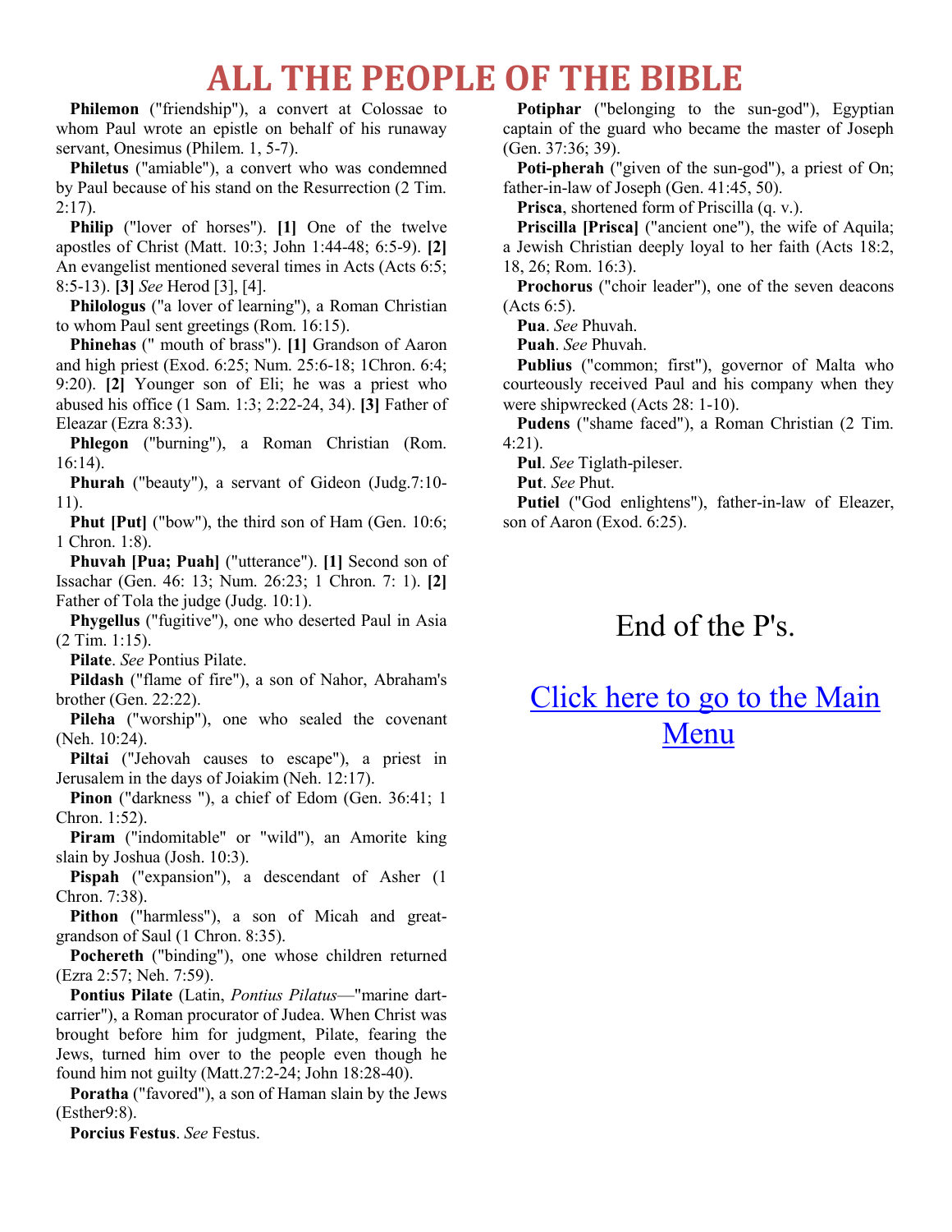# ALL THE PEOPLE OF THE BIBLE

**Philemon** ("friendship"), a convert at Colossae to whom Paul wrote an epistle on behalf of his runaway servant, Onesimus (Philem. 1, 5-7).

**Philetus** ("amiable"), a convert who was condemned by Paul because of his stand on the Resurrection (2 Tim. 2:17).

**Philip** ("lover of horses"). **[1]** One of the twelve apostles of Christ (Matt. 10:3; John 1:44-48; 6:5-9). **[2]** An evangelist mentioned several times in Acts (Acts 6:5; 8:5-13). **[3]** *See* Herod [3], [4].

**Philologus** ("a lover of learning"), a Roman Christian to whom Paul sent greetings (Rom. 16:15).

**Phinehas** (" mouth of brass"). **[1]** Grandson of Aaron and high priest (Exod. 6:25; Num. 25:6-18; 1Chron. 6:4; 9:20). **[2]** Younger son of Eli; he was a priest who abused his office (1 Sam. 1:3; 2:22-24, 34). **[3]** Father of Eleazar (Ezra 8:33).

**Phlegon** ("burning"), a Roman Christian (Rom. 16:14).

**Phurah** ("beauty"), a servant of Gideon (Judg.7:10-11).

**Phut [Put]** ("bow"), the third son of Ham (Gen. 10:6; 1 Chron. 1:8).

**Phuvah [Pua; Puah]** ("utterance"). **[1]** Second son of Issachar (Gen. 46: 13; Num. 26:23; 1 Chron. 7: 1). **[2]** Father of Tola the judge (Judg. 10:1).

**Phygellus** ("fugitive"), one who deserted Paul in Asia (2 Tim. 1:15).

**Pilate**. *See* Pontius Pilate.

**Pildash** ("flame of fire"), a son of Nahor, Abraham's brother (Gen. 22:22).

**Pileha** ("worship"), one who sealed the covenant (Neh. 10:24).

**Piltai** ("Jehovah causes to escape"), a priest in Jerusalem in the days of Joiakim (Neh. 12:17).

**Pinon** ("darkness "), a chief of Edom (Gen. 36:41; 1 Chron. 1:52).

**Piram** ("indomitable" or "wild"), an Amorite king slain by Joshua (Josh. 10:3).

**Pispah** ("expansion"), a descendant of Asher (1 Chron. 7:38).

**Pithon** ("harmless"), a son of Micah and great-grandson of Saul (1 Chron. 8:35).

**Pochereth** ("binding"), one whose children returned (Ezra 2:57; Neh. 7:59).

**Pontius Pilate** (Latin, *Pontius Pilatus*—"marine dart-carrier"), a Roman procurator of Judea. When Christ was brought before him for judgment, Pilate, fearing the Jews, turned him over to the people even though he found him not guilty (Matt.27:2-24; John 18:28-40).

**Poratha** ("favored"), a son of Haman slain by the Jews (Esther9:8).

**Porcius Festus**. *See* Festus.

**Potiphar** ("belonging to the sun-god"), Egyptian captain of the guard who became the master of Joseph (Gen. 37:36; 39).

**Poti-pherah** ("given of the sun-god"), a priest of On; father-in-law of Joseph (Gen. 41:45, 50).

**Prisca**, shortened form of Priscilla (q. v.).

**Priscilla [Prisca]** ("ancient one"), the wife of Aquila; a Jewish Christian deeply loyal to her faith (Acts 18:2, 18, 26; Rom. 16:3).

**Prochorus** ("choir leader"), one of the seven deacons (Acts 6:5).

**Pua**. *See* Phuvah.

**Puah**. *See* Phuvah.

**Publius** ("common; first"), governor of Malta who courteously received Paul and his company when they were shipwrecked (Acts 28: 1-10).

**Pudens** ("shame faced"), a Roman Christian (2 Tim. 4:21).

**Pul**. *See* Tiglath-pileser.

**Put**. *See* Phut.

**Putiel** ("God enlightens"), father-in-law of Eleazer, son of Aaron (Exod. 6:25).

End of the P's.

Click here to go to the Main Menu